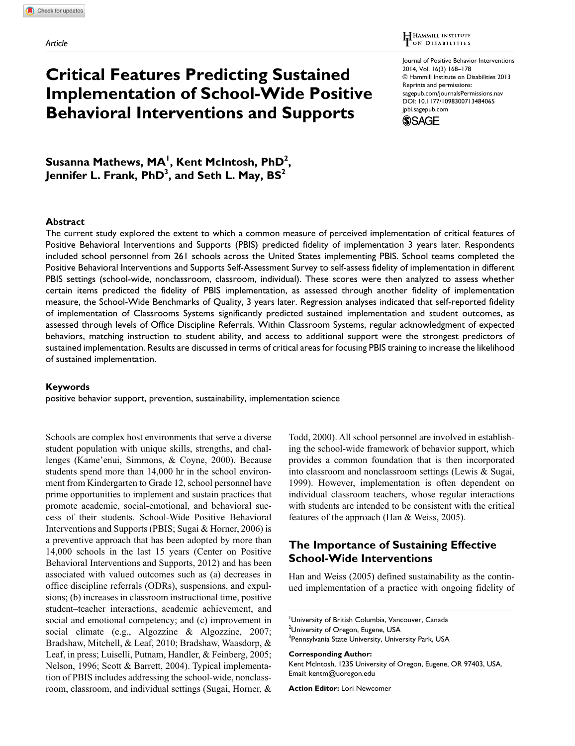Article

# Critical Features Predicting Sustained Implementation of School-Wide Positive Behavioral Interventions and Supports

**Susanna Mathews, MA[1], Kent McIntosh, PhD[2], Jennifer L. Frank, PhD[3], and Seth L. May, BS[2]**

## Abstract

The current study explored the extent to which a common measure of perceived implementation of critical features of Positive Behavioral Interventions and Supports (PBIS) predicted fidelity of implementation 3 years later. Respondents included school personnel from 261 schools across the United States implementing PBIS. School teams completed the Positive Behavioral Interventions and Supports Self-Assessment Survey to self-assess fidelity of implementation in different PBIS settings (school-wide, nonclassroom, classroom, individual). These scores were then analyzed to assess whether certain items predicted the fidelity of PBIS implementation, as assessed through another fidelity of implementation measure, the School-Wide Benchmarks of Quality, 3 years later. Regression analyses indicated that self-reported fidelity of implementation of Classrooms Systems significantly predicted sustained implementation and student outcomes, as assessed through levels of Office Discipline Referrals. Within Classroom Systems, regular acknowledgment of expected behaviors, matching instruction to student ability, and access to additional support were the strongest predictors of sustained implementation. Results are discussed in terms of critical areas for focusing PBIS training to increase the likelihood of sustained implementation.

## Keywords

positive behavior support, prevention, sustainability, implementation science

Schools are complex host environments that serve a diverse student population with unique skills, strengths, and challenges (Kame'enui, Simmons, & Coyne, 2000). Because students spend more than 14,000 hr in the school environment from Kindergarten to Grade 12, school personnel have prime opportunities to implement and sustain practices that promote academic, social-emotional, and behavioral success of their students. School-Wide Positive Behavioral Interventions and Supports (PBIS; Sugai & Horner, 2006) is a preventive approach that has been adopted by more than 14,000 schools in the last 15 years (Center on Positive Behavioral Interventions and Supports, 2012) and has been associated with valued outcomes such as (a) decreases in office discipline referrals (ODRs), suspensions, and expulsions; (b) increases in classroom instructional time, positive student–teacher interactions, academic achievement, and social and emotional competency; and (c) improvement in social climate (e.g., Algozzine & Algozzine, 2007; Bradshaw, Mitchell, & Leaf, 2010; Bradshaw, Waasdorp, & Leaf, in press; Luiselli, Putnam, Handler, & Feinberg, 2005; Nelson, 1996; Scott & Barrett, 2004). Typical implementation of PBIS includes addressing the school-wide, nonclassroom, classroom, and individual settings (Sugai, Horner, & Todd, 2000). All school personnel are involved in establishing the school-wide framework of behavior support, which provides a common foundation that is then incorporated into classroom and nonclassroom settings (Lewis & Sugai, 1999). However, implementation is often dependent on individual classroom teachers, whose regular interactions with students are intended to be consistent with the critical features of the approach (Han & Weiss, 2005).

## The Importance of Sustaining Effective School-Wide Interventions

Han and Weiss (2005) defined sustainability as the continued implementation of a practice with ongoing fidelity of

[1]University of British Columbia, Vancouver, Canada
[2]University of Oregon, Eugene, USA
[3]Pennsylvania State University, University Park, USA

**Corresponding Author:**
Kent McIntosh, 1235 University of Oregon, Eugene, OR 97403, USA.
Email: kentm@uoregon.edu

**Action Editor:** Lori Newcomer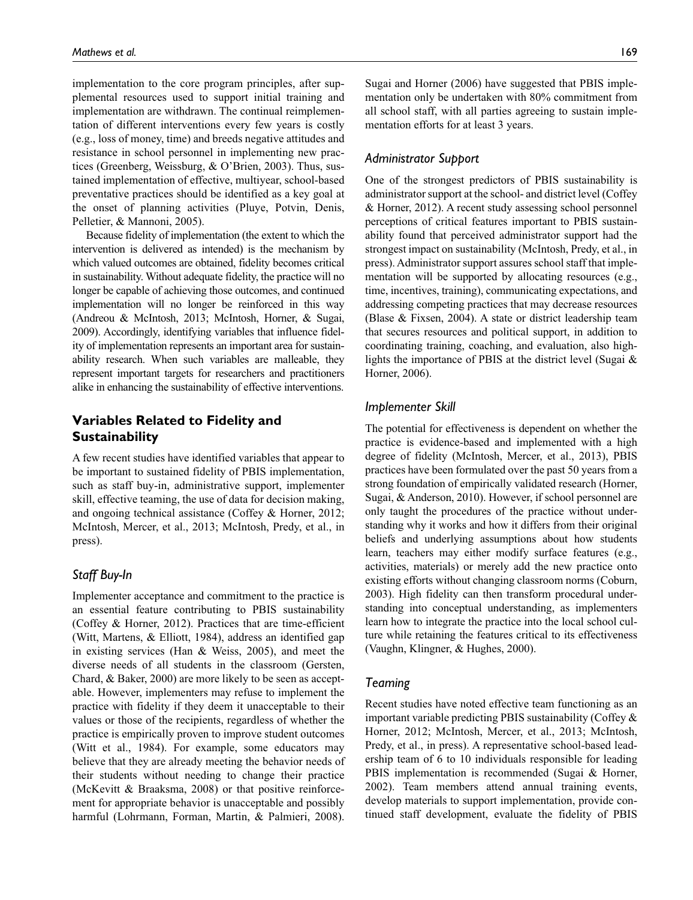implementation to the core program principles, after supplemental resources used to support initial training and implementation are withdrawn. The continual reimplementation of different interventions every few years is costly (e.g., loss of money, time) and breeds negative attitudes and resistance in school personnel in implementing new practices (Greenberg, Weissburg, & O'Brien, 2003). Thus, sustained implementation of effective, multiyear, school-based preventative practices should be identified as a key goal at the onset of planning activities (Pluye, Potvin, Denis, Pelletier, & Mannoni, 2005).

Because fidelity of implementation (the extent to which the intervention is delivered as intended) is the mechanism by which valued outcomes are obtained, fidelity becomes critical in sustainability. Without adequate fidelity, the practice will no longer be capable of achieving those outcomes, and continued implementation will no longer be reinforced in this way (Andreou & McIntosh, 2013; McIntosh, Horner, & Sugai, 2009). Accordingly, identifying variables that influence fidelity of implementation represents an important area for sustainability research. When such variables are malleable, they represent important targets for researchers and practitioners alike in enhancing the sustainability of effective interventions.

## Variables Related to Fidelity and Sustainability

A few recent studies have identified variables that appear to be important to sustained fidelity of PBIS implementation, such as staff buy-in, administrative support, implementer skill, effective teaming, the use of data for decision making, and ongoing technical assistance (Coffey & Horner, 2012; McIntosh, Mercer, et al., 2013; McIntosh, Predy, et al., in press).

### *Staff Buy-In*

Implementer acceptance and commitment to the practice is an essential feature contributing to PBIS sustainability (Coffey & Horner, 2012). Practices that are time-efficient (Witt, Martens, & Elliott, 1984), address an identified gap in existing services (Han & Weiss, 2005), and meet the diverse needs of all students in the classroom (Gersten, Chard, & Baker, 2000) are more likely to be seen as acceptable. However, implementers may refuse to implement the practice with fidelity if they deem it unacceptable to their values or those of the recipients, regardless of whether the practice is empirically proven to improve student outcomes (Witt et al., 1984). For example, some educators may believe that they are already meeting the behavior needs of their students without needing to change their practice (McKevitt & Braaksma, 2008) or that positive reinforcement for appropriate behavior is unacceptable and possibly harmful (Lohrmann, Forman, Martin, & Palmieri, 2008). Sugai and Horner (2006) have suggested that PBIS implementation only be undertaken with 80% commitment from all school staff, with all parties agreeing to sustain implementation efforts for at least 3 years.

### *Administrator Support*

One of the strongest predictors of PBIS sustainability is administrator support at the school- and district level (Coffey & Horner, 2012). A recent study assessing school personnel perceptions of critical features important to PBIS sustainability found that perceived administrator support had the strongest impact on sustainability (McIntosh, Predy, et al., in press). Administrator support assures school staff that implementation will be supported by allocating resources (e.g., time, incentives, training), communicating expectations, and addressing competing practices that may decrease resources (Blase & Fixsen, 2004). A state or district leadership team that secures resources and political support, in addition to coordinating training, coaching, and evaluation, also highlights the importance of PBIS at the district level (Sugai & Horner, 2006).

### *Implementer Skill*

The potential for effectiveness is dependent on whether the practice is evidence-based and implemented with a high degree of fidelity (McIntosh, Mercer, et al., 2013), PBIS practices have been formulated over the past 50 years from a strong foundation of empirically validated research (Horner, Sugai, & Anderson, 2010). However, if school personnel are only taught the procedures of the practice without understanding why it works and how it differs from their original beliefs and underlying assumptions about how students learn, teachers may either modify surface features (e.g., activities, materials) or merely add the new practice onto existing efforts without changing classroom norms (Coburn, 2003). High fidelity can then transform procedural understanding into conceptual understanding, as implementers learn how to integrate the practice into the local school culture while retaining the features critical to its effectiveness (Vaughn, Klingner, & Hughes, 2000).

### *Teaming*

Recent studies have noted effective team functioning as an important variable predicting PBIS sustainability (Coffey & Horner, 2012; McIntosh, Mercer, et al., 2013; McIntosh, Predy, et al., in press). A representative school-based leadership team of 6 to 10 individuals responsible for leading PBIS implementation is recommended (Sugai & Horner, 2002). Team members attend annual training events, develop materials to support implementation, provide continued staff development, evaluate the fidelity of PBIS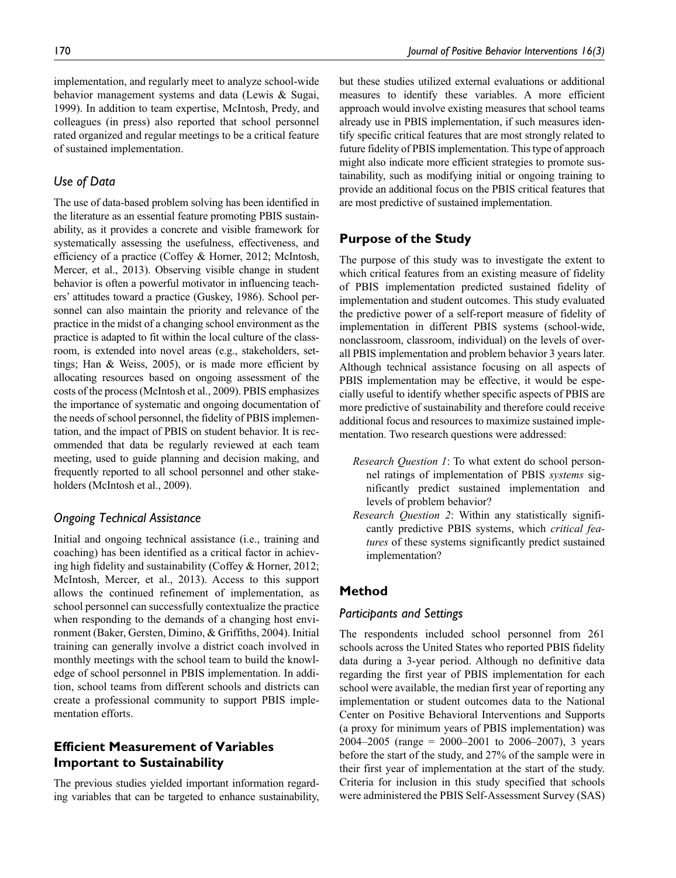implementation, and regularly meet to analyze school-wide behavior management systems and data (Lewis & Sugai, 1999). In addition to team expertise, McIntosh, Predy, and colleagues (in press) also reported that school personnel rated organized and regular meetings to be a critical feature of sustained implementation.

### *Use of Data*

The use of data-based problem solving has been identified in the literature as an essential feature promoting PBIS sustainability, as it provides a concrete and visible framework for systematically assessing the usefulness, effectiveness, and efficiency of a practice (Coffey & Horner, 2012; McIntosh, Mercer, et al., 2013). Observing visible change in student behavior is often a powerful motivator in influencing teachers' attitudes toward a practice (Guskey, 1986). School personnel can also maintain the priority and relevance of the practice in the midst of a changing school environment as the practice is adapted to fit within the local culture of the classroom, is extended into novel areas (e.g., stakeholders, settings; Han & Weiss, 2005), or is made more efficient by allocating resources based on ongoing assessment of the costs of the process (McIntosh et al., 2009). PBIS emphasizes the importance of systematic and ongoing documentation of the needs of school personnel, the fidelity of PBIS implementation, and the impact of PBIS on student behavior. It is recommended that data be regularly reviewed at each team meeting, used to guide planning and decision making, and frequently reported to all school personnel and other stakeholders (McIntosh et al., 2009).

### *Ongoing Technical Assistance*

Initial and ongoing technical assistance (i.e., training and coaching) has been identified as a critical factor in achieving high fidelity and sustainability (Coffey & Horner, 2012; McIntosh, Mercer, et al., 2013). Access to this support allows the continued refinement of implementation, as school personnel can successfully contextualize the practice when responding to the demands of a changing host environment (Baker, Gersten, Dimino, & Griffiths, 2004). Initial training can generally involve a district coach involved in monthly meetings with the school team to build the knowledge of school personnel in PBIS implementation. In addition, school teams from different schools and districts can create a professional community to support PBIS implementation efforts.

## Efficient Measurement of Variables Important to Sustainability

The previous studies yielded important information regarding variables that can be targeted to enhance sustainability, but these studies utilized external evaluations or additional measures to identify these variables. A more efficient approach would involve existing measures that school teams already use in PBIS implementation, if such measures identify specific critical features that are most strongly related to future fidelity of PBIS implementation. This type of approach might also indicate more efficient strategies to promote sustainability, such as modifying initial or ongoing training to provide an additional focus on the PBIS critical features that are most predictive of sustained implementation.

## Purpose of the Study

The purpose of this study was to investigate the extent to which critical features from an existing measure of fidelity of PBIS implementation predicted sustained fidelity of implementation and student outcomes. This study evaluated the predictive power of a self-report measure of fidelity of implementation in different PBIS systems (school-wide, nonclassroom, classroom, individual) on the levels of overall PBIS implementation and problem behavior 3 years later. Although technical assistance focusing on all aspects of PBIS implementation may be effective, it would be especially useful to identify whether specific aspects of PBIS are more predictive of sustainability and therefore could receive additional focus and resources to maximize sustained implementation. Two research questions were addressed:

*Research Question 1*: To what extent do school personnel ratings of implementation of PBIS *systems* significantly predict sustained implementation and levels of problem behavior?

*Research Question 2*: Within any statistically significantly predictive PBIS systems, which *critical features* of these systems significantly predict sustained implementation?

## Method

### *Participants and Settings*

The respondents included school personnel from 261 schools across the United States who reported PBIS fidelity data during a 3-year period. Although no definitive data regarding the first year of PBIS implementation for each school were available, the median first year of reporting any implementation or student outcomes data to the National Center on Positive Behavioral Interventions and Supports (a proxy for minimum years of PBIS implementation) was 2004–2005 (range = 2000–2001 to 2006–2007), 3 years before the start of the study, and 27% of the sample were in their first year of implementation at the start of the study. Criteria for inclusion in this study specified that schools were administered the PBIS Self-Assessment Survey (SAS)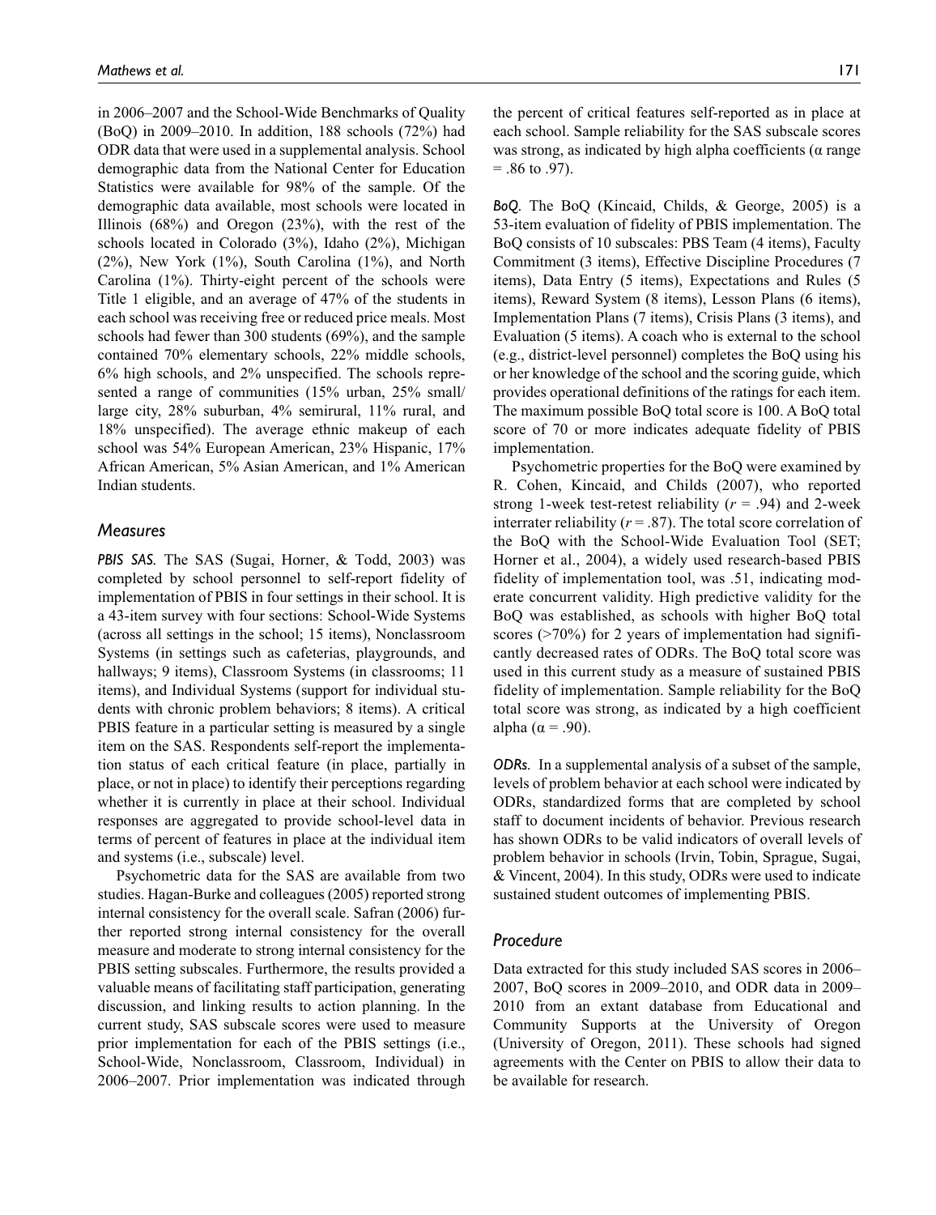in 2006–2007 and the School-Wide Benchmarks of Quality (BoQ) in 2009–2010. In addition, 188 schools (72%) had ODR data that were used in a supplemental analysis. School demographic data from the National Center for Education Statistics were available for 98% of the sample. Of the demographic data available, most schools were located in Illinois (68%) and Oregon (23%), with the rest of the schools located in Colorado (3%), Idaho (2%), Michigan (2%), New York (1%), South Carolina (1%), and North Carolina (1%). Thirty-eight percent of the schools were Title 1 eligible, and an average of 47% of the students in each school was receiving free or reduced price meals. Most schools had fewer than 300 students (69%), and the sample contained 70% elementary schools, 22% middle schools, 6% high schools, and 2% unspecified. The schools represented a range of communities (15% urban, 25% small/large city, 28% suburban, 4% semirural, 11% rural, and 18% unspecified). The average ethnic makeup of each school was 54% European American, 23% Hispanic, 17% African American, 5% Asian American, and 1% American Indian students.

## Measures

*PBIS SAS.* The SAS (Sugai, Horner, & Todd, 2003) was completed by school personnel to self-report fidelity of implementation of PBIS in four settings in their school. It is a 43-item survey with four sections: School-Wide Systems (across all settings in the school; 15 items), Nonclassroom Systems (in settings such as cafeterias, playgrounds, and hallways; 9 items), Classroom Systems (in classrooms; 11 items), and Individual Systems (support for individual students with chronic problem behaviors; 8 items). A critical PBIS feature in a particular setting is measured by a single item on the SAS. Respondents self-report the implementation status of each critical feature (in place, partially in place, or not in place) to identify their perceptions regarding whether it is currently in place at their school. Individual responses are aggregated to provide school-level data in terms of percent of features in place at the individual item and systems (i.e., subscale) level.

Psychometric data for the SAS are available from two studies. Hagan-Burke and colleagues (2005) reported strong internal consistency for the overall scale. Safran (2006) further reported strong internal consistency for the overall measure and moderate to strong internal consistency for the PBIS setting subscales. Furthermore, the results provided a valuable means of facilitating staff participation, generating discussion, and linking results to action planning. In the current study, SAS subscale scores were used to measure prior implementation for each of the PBIS settings (i.e., School-Wide, Nonclassroom, Classroom, Individual) in 2006–2007. Prior implementation was indicated through the percent of critical features self-reported as in place at each school. Sample reliability for the SAS subscale scores was strong, as indicated by high alpha coefficients ($\alpha$ range = .86 to .97).

*BoQ.* The BoQ (Kincaid, Childs, & George, 2005) is a 53-item evaluation of fidelity of PBIS implementation. The BoQ consists of 10 subscales: PBS Team (4 items), Faculty Commitment (3 items), Effective Discipline Procedures (7 items), Data Entry (5 items), Expectations and Rules (5 items), Reward System (8 items), Lesson Plans (6 items), Implementation Plans (7 items), Crisis Plans (3 items), and Evaluation (5 items). A coach who is external to the school (e.g., district-level personnel) completes the BoQ using his or her knowledge of the school and the scoring guide, which provides operational definitions of the ratings for each item. The maximum possible BoQ total score is 100. A BoQ total score of 70 or more indicates adequate fidelity of PBIS implementation.

Psychometric properties for the BoQ were examined by R. Cohen, Kincaid, and Childs (2007), who reported strong 1-week test-retest reliability ($r$ = .94) and 2-week interrater reliability ($r$ = .87). The total score correlation of the BoQ with the School-Wide Evaluation Tool (SET; Horner et al., 2004), a widely used research-based PBIS fidelity of implementation tool, was .51, indicating moderate concurrent validity. High predictive validity for the BoQ was established, as schools with higher BoQ total scores (>70%) for 2 years of implementation had significantly decreased rates of ODRs. The BoQ total score was used in this current study as a measure of sustained PBIS fidelity of implementation. Sample reliability for the BoQ total score was strong, as indicated by a high coefficient alpha ($\alpha$ = .90).

*ODRs.* In a supplemental analysis of a subset of the sample, levels of problem behavior at each school were indicated by ODRs, standardized forms that are completed by school staff to document incidents of behavior. Previous research has shown ODRs to be valid indicators of overall levels of problem behavior in schools (Irvin, Tobin, Sprague, Sugai, & Vincent, 2004). In this study, ODRs were used to indicate sustained student outcomes of implementing PBIS.

## Procedure

Data extracted for this study included SAS scores in 2006–2007, BoQ scores in 2009–2010, and ODR data in 2009–2010 from an extant database from Educational and Community Supports at the University of Oregon (University of Oregon, 2011). These schools had signed agreements with the Center on PBIS to allow their data to be available for research.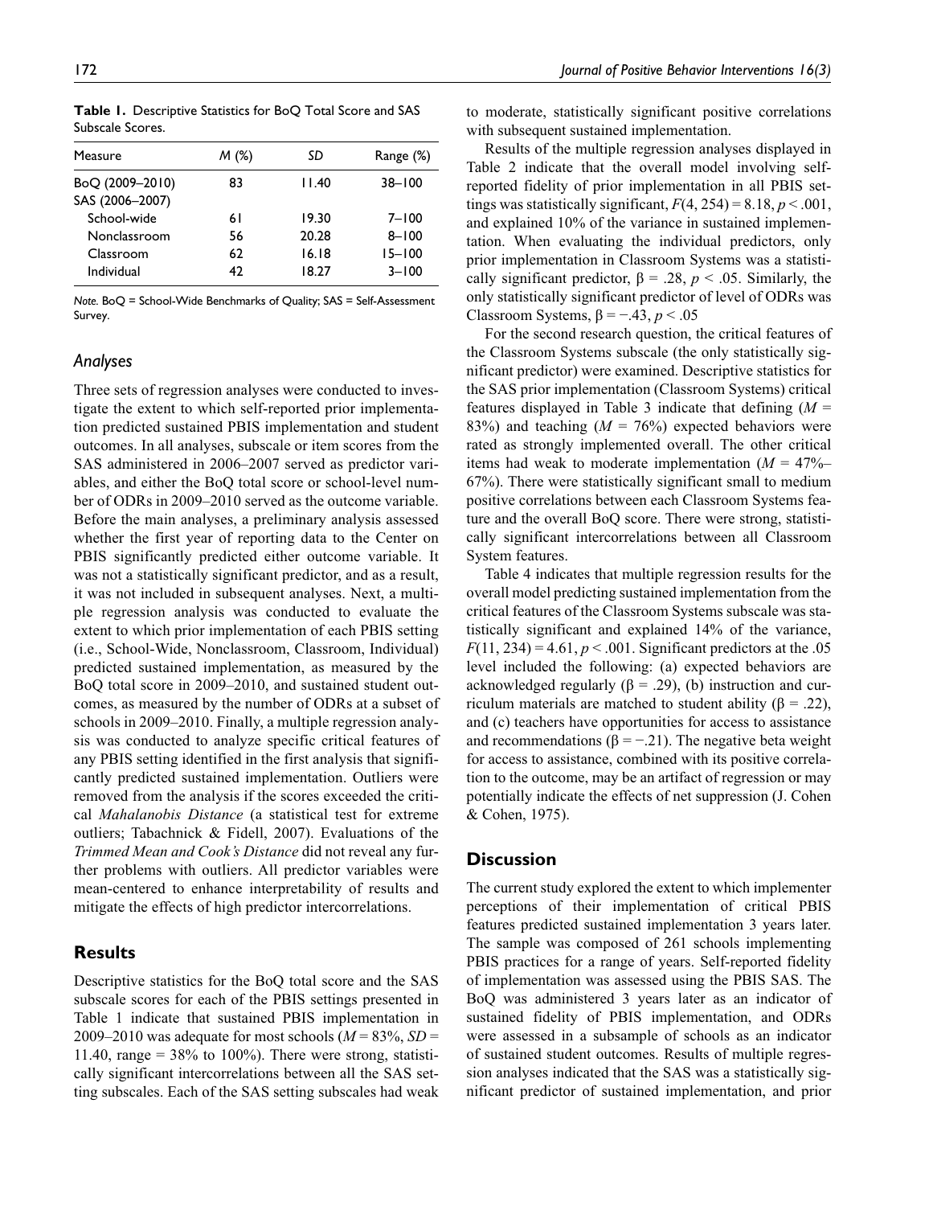**Table 1.** Descriptive Statistics for BoQ Total Score and SAS Subscale Scores.

| Measure | M (%) | SD | Range (%) |
|---|---|---|---|
| BoQ (2009–2010) | 83 | 11.40 | 38–100 |
| SAS (2006–2007) | | | |
| School-wide | 61 | 19.30 | 7–100 |
| Nonclassroom | 56 | 20.28 | 8–100 |
| Classroom | 62 | 16.18 | 15–100 |
| Individual | 42 | 18.27 | 3–100 |

*Note.* BoQ = School-Wide Benchmarks of Quality; SAS = Self-Assessment Survey.

### *Analyses*

Three sets of regression analyses were conducted to investigate the extent to which self-reported prior implementation predicted sustained PBIS implementation and student outcomes. In all analyses, subscale or item scores from the SAS administered in 2006–2007 served as predictor variables, and either the BoQ total score or school-level number of ODRs in 2009–2010 served as the outcome variable. Before the main analyses, a preliminary analysis assessed whether the first year of reporting data to the Center on PBIS significantly predicted either outcome variable. It was not a statistically significant predictor, and as a result, it was not included in subsequent analyses. Next, a multiple regression analysis was conducted to evaluate the extent to which prior implementation of each PBIS setting (i.e., School-Wide, Nonclassroom, Classroom, Individual) predicted sustained implementation, as measured by the BoQ total score in 2009–2010, and sustained student outcomes, as measured by the number of ODRs at a subset of schools in 2009–2010. Finally, a multiple regression analysis was conducted to analyze specific critical features of any PBIS setting identified in the first analysis that significantly predicted sustained implementation. Outliers were removed from the analysis if the scores exceeded the critical *Mahalanobis Distance* (a statistical test for extreme outliers; Tabachnick & Fidell, 2007). Evaluations of the *Trimmed Mean and Cook's Distance* did not reveal any further problems with outliers. All predictor variables were mean-centered to enhance interpretability of results and mitigate the effects of high predictor intercorrelations.

## Results

Descriptive statistics for the BoQ total score and the SAS subscale scores for each of the PBIS settings presented in Table 1 indicate that sustained PBIS implementation in 2009–2010 was adequate for most schools ($M$ = 83%, $SD$ = 11.40, range = 38% to 100%). There were strong, statistically significant intercorrelations between all the SAS setting subscales. Each of the SAS setting subscales had weak to moderate, statistically significant positive correlations with subsequent sustained implementation.

Results of the multiple regression analyses displayed in Table 2 indicate that the overall model involving self-reported fidelity of prior implementation in all PBIS settings was statistically significant, $F(4, 254) = 8.18$, $p < .001$, and explained 10% of the variance in sustained implementation. When evaluating the individual predictors, only prior implementation in Classroom Systems was a statistically significant predictor, $\beta = .28$, $p < .05$. Similarly, the only statistically significant predictor of level of ODRs was Classroom Systems, $\beta = -.43$, $p < .05$

For the second research question, the critical features of the Classroom Systems subscale (the only statistically significant predictor) were examined. Descriptive statistics for the SAS prior implementation (Classroom Systems) critical features displayed in Table 3 indicate that defining ($M$ = 83%) and teaching ($M$ = 76%) expected behaviors were rated as strongly implemented overall. The other critical items had weak to moderate implementation ($M$ = 47%–67%). There were statistically significant small to medium positive correlations between each Classroom Systems feature and the overall BoQ score. There were strong, statistically significant intercorrelations between all Classroom System features.

Table 4 indicates that multiple regression results for the overall model predicting sustained implementation from the critical features of the Classroom Systems subscale was statistically significant and explained 14% of the variance, $F(11, 234) = 4.61$, $p < .001$. Significant predictors at the .05 level included the following: (a) expected behaviors are acknowledged regularly ($\beta = .29$), (b) instruction and curriculum materials are matched to student ability ($\beta = .22$), and (c) teachers have opportunities for access to assistance and recommendations ($\beta = -.21$). The negative beta weight for access to assistance, combined with its positive correlation to the outcome, may be an artifact of regression or may potentially indicate the effects of net suppression (J. Cohen & Cohen, 1975).

## Discussion

The current study explored the extent to which implementer perceptions of their implementation of critical PBIS features predicted sustained implementation 3 years later. The sample was composed of 261 schools implementing PBIS practices for a range of years. Self-reported fidelity of implementation was assessed using the PBIS SAS. The BoQ was administered 3 years later as an indicator of sustained fidelity of PBIS implementation, and ODRs were assessed in a subsample of schools as an indicator of sustained student outcomes. Results of multiple regression analyses indicated that the SAS was a statistically significant predictor of sustained implementation, and prior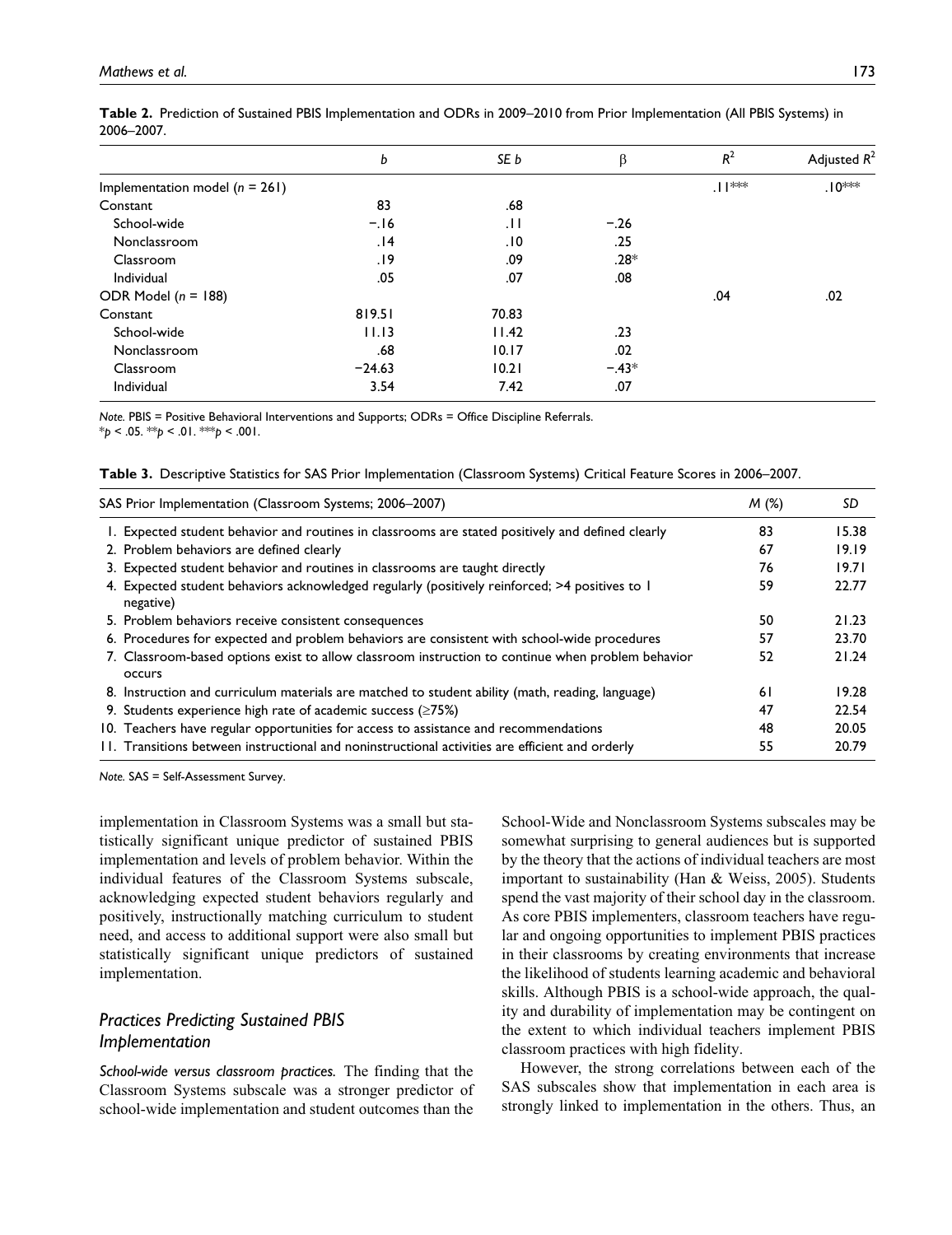**Table 2.** Prediction of Sustained PBIS Implementation and ODRs in 2009–2010 from Prior Implementation (All PBIS Systems) in 2006–2007.

| | $b$ | $SE\ b$ | $\beta$ | $R^2$ | Adjusted $R^2$ |
|---|---|---|---|---|---|
| Implementation model ($n$ = 261) | | | | .11*** | .10*** |
| Constant | 83 | .68 | | | |
| School-wide | −.16 | .11 | −.26 | | |
| Nonclassroom | .14 | .10 | .25 | | |
| Classroom | .19 | .09 | .28* | | |
| Individual | .05 | .07 | .08 | | |
| ODR Model ($n$ = 188) | | | | .04 | .02 |
| Constant | 819.51 | 70.83 | | | |
| School-wide | 11.13 | 11.42 | .23 | | |
| Nonclassroom | .68 | 10.17 | .02 | | |
| Classroom | −24.63 | 10.21 | −.43* | | |
| Individual | 3.54 | 7.42 | .07 | | |

*Note.* PBIS = Positive Behavioral Interventions and Supports; ODRs = Office Discipline Referrals.
*$p$ < .05. **$p$ < .01. ***$p$ < .001.

**Table 3.** Descriptive Statistics for SAS Prior Implementation (Classroom Systems) Critical Feature Scores in 2006–2007.

| SAS Prior Implementation (Classroom Systems; 2006–2007) | $M$ (%) | $SD$ |
|---|---|---|
| 1. Expected student behavior and routines in classrooms are stated positively and defined clearly | 83 | 15.38 |
| 2. Problem behaviors are defined clearly | 67 | 19.19 |
| 3. Expected student behavior and routines in classrooms are taught directly | 76 | 19.71 |
| 4. Expected student behaviors acknowledged regularly (positively reinforced; >4 positives to 1 negative) | 59 | 22.77 |
| 5. Problem behaviors receive consistent consequences | 50 | 21.23 |
| 6. Procedures for expected and problem behaviors are consistent with school-wide procedures | 57 | 23.70 |
| 7. Classroom-based options exist to allow classroom instruction to continue when problem behavior occurs | 52 | 21.24 |
| 8. Instruction and curriculum materials are matched to student ability (math, reading, language) | 61 | 19.28 |
| 9. Students experience high rate of academic success (≥75%) | 47 | 22.54 |
| 10. Teachers have regular opportunities for access to assistance and recommendations | 48 | 20.05 |
| 11. Transitions between instructional and noninstructional activities are efficient and orderly | 55 | 20.79 |

*Note.* SAS = Self-Assessment Survey.

implementation in Classroom Systems was a small but statistically significant unique predictor of sustained PBIS implementation and levels of problem behavior. Within the individual features of the Classroom Systems subscale, acknowledging expected student behaviors regularly and positively, instructionally matching curriculum to student need, and access to additional support were also small but statistically significant unique predictors of sustained implementation.

## *Practices Predicting Sustained PBIS Implementation*

*School-wide versus classroom practices.* The finding that the Classroom Systems subscale was a stronger predictor of school-wide implementation and student outcomes than the School-Wide and Nonclassroom Systems subscales may be somewhat surprising to general audiences but is supported by the theory that the actions of individual teachers are most important to sustainability (Han & Weiss, 2005). Students spend the vast majority of their school day in the classroom. As core PBIS implementers, classroom teachers have regular and ongoing opportunities to implement PBIS practices in their classrooms by creating environments that increase the likelihood of students learning academic and behavioral skills. Although PBIS is a school-wide approach, the quality and durability of implementation may be contingent on the extent to which individual teachers implement PBIS classroom practices with high fidelity.

However, the strong correlations between each of the SAS subscales show that implementation in each area is strongly linked to implementation in the others. Thus, an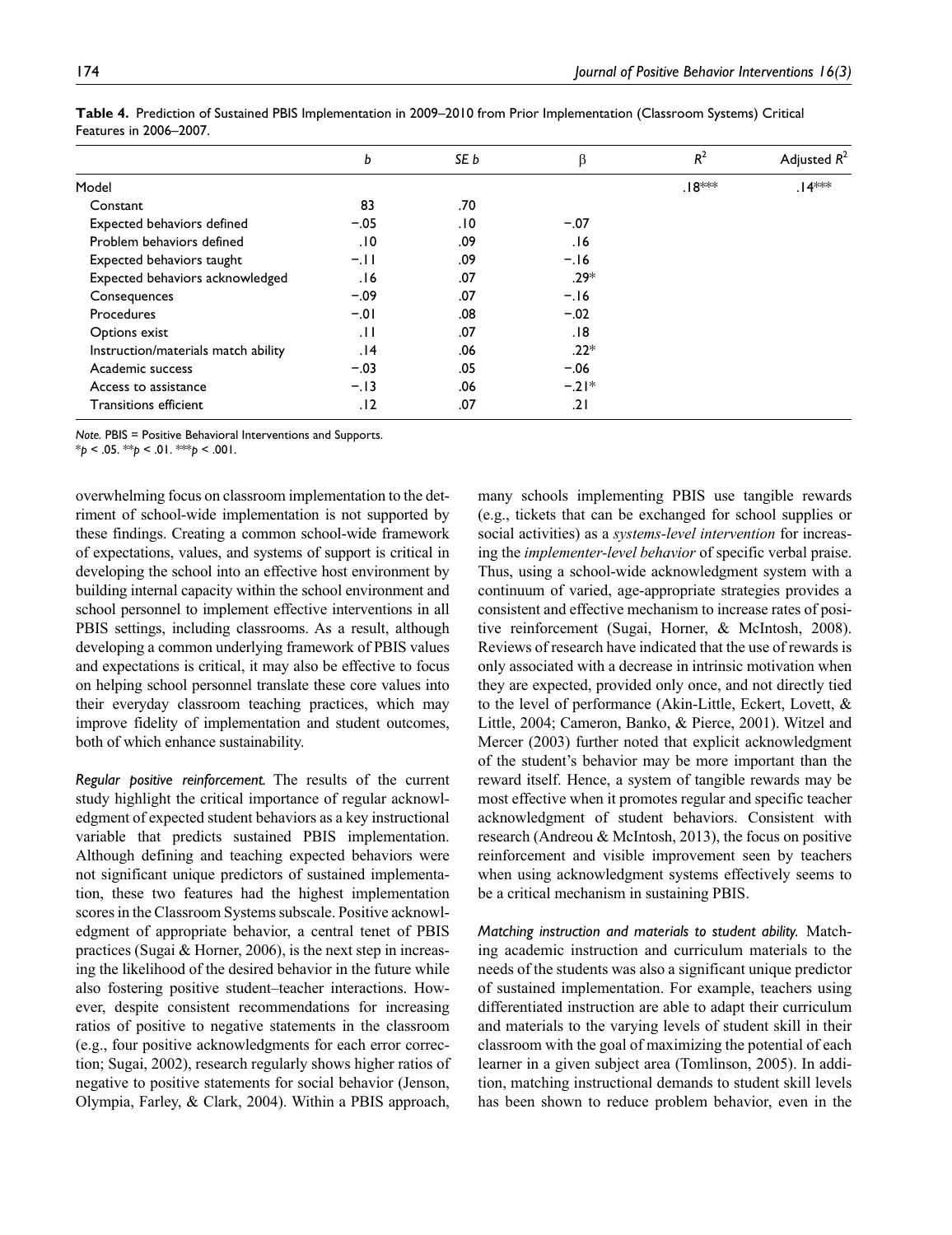**Table 4.** Prediction of Sustained PBIS Implementation in 2009–2010 from Prior Implementation (Classroom Systems) Critical Features in 2006–2007.

| | $b$ | $SE\ b$ | $\beta$ | $R^2$ | Adjusted $R^2$ |
|---|---|---|---|---|---|
| Model | | | | .18*** | .14*** |
| Constant | 83 | .70 | | | |
| Expected behaviors defined | −.05 | .10 | −.07 | | |
| Problem behaviors defined | .10 | .09 | .16 | | |
| Expected behaviors taught | −.11 | .09 | −.16 | | |
| Expected behaviors acknowledged | .16 | .07 | .29* | | |
| Consequences | −.09 | .07 | −.16 | | |
| Procedures | −.01 | .08 | −.02 | | |
| Options exist | .11 | .07 | .18 | | |
| Instruction/materials match ability | .14 | .06 | .22* | | |
| Academic success | −.03 | .05 | −.06 | | |
| Access to assistance | −.13 | .06 | −.21* | | |
| Transitions efficient | .12 | .07 | .21 | | |

*Note.* PBIS = Positive Behavioral Interventions and Supports.
*$p < .05$. **$p < .01$. ***$p < .001$.

overwhelming focus on classroom implementation to the detriment of school-wide implementation is not supported by these findings. Creating a common school-wide framework of expectations, values, and systems of support is critical in developing the school into an effective host environment by building internal capacity within the school environment and school personnel to implement effective interventions in all PBIS settings, including classrooms. As a result, although developing a common underlying framework of PBIS values and expectations is critical, it may also be effective to focus on helping school personnel translate these core values into their everyday classroom teaching practices, which may improve fidelity of implementation and student outcomes, both of which enhance sustainability.

*Regular positive reinforcement.* The results of the current study highlight the critical importance of regular acknowledgment of expected student behaviors as a key instructional variable that predicts sustained PBIS implementation. Although defining and teaching expected behaviors were not significant unique predictors of sustained implementation, these two features had the highest implementation scores in the Classroom Systems subscale. Positive acknowledgment of appropriate behavior, a central tenet of PBIS practices (Sugai & Horner, 2006), is the next step in increasing the likelihood of the desired behavior in the future while also fostering positive student–teacher interactions. However, despite consistent recommendations for increasing ratios of positive to negative statements in the classroom (e.g., four positive acknowledgments for each error correction; Sugai, 2002), research regularly shows higher ratios of negative to positive statements for social behavior (Jenson, Olympia, Farley, & Clark, 2004). Within a PBIS approach, many schools implementing PBIS use tangible rewards (e.g., tickets that can be exchanged for school supplies or social activities) as a *systems-level intervention* for increasing the *implementer-level behavior* of specific verbal praise. Thus, using a school-wide acknowledgment system with a continuum of varied, age-appropriate strategies provides a consistent and effective mechanism to increase rates of positive reinforcement (Sugai, Horner, & McIntosh, 2008). Reviews of research have indicated that the use of rewards is only associated with a decrease in intrinsic motivation when they are expected, provided only once, and not directly tied to the level of performance (Akin-Little, Eckert, Lovett, & Little, 2004; Cameron, Banko, & Pierce, 2001). Witzel and Mercer (2003) further noted that explicit acknowledgment of the student's behavior may be more important than the reward itself. Hence, a system of tangible rewards may be most effective when it promotes regular and specific teacher acknowledgment of student behaviors. Consistent with research (Andreou & McIntosh, 2013), the focus on positive reinforcement and visible improvement seen by teachers when using acknowledgment systems effectively seems to be a critical mechanism in sustaining PBIS.

*Matching instruction and materials to student ability.* Matching academic instruction and curriculum materials to the needs of the students was also a significant unique predictor of sustained implementation. For example, teachers using differentiated instruction are able to adapt their curriculum and materials to the varying levels of student skill in their classroom with the goal of maximizing the potential of each learner in a given subject area (Tomlinson, 2005). In addition, matching instructional demands to student skill levels has been shown to reduce problem behavior, even in the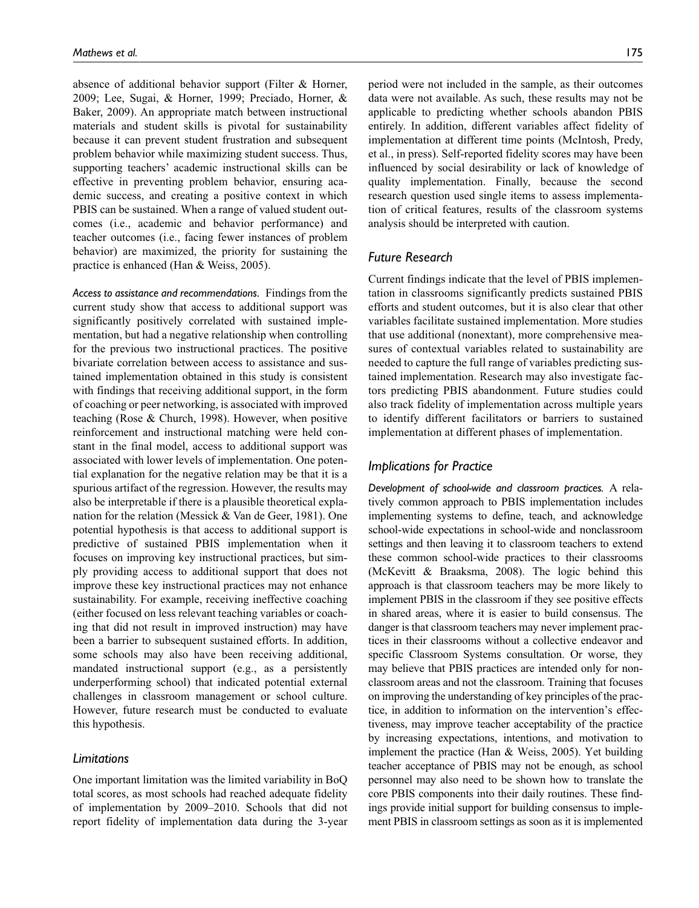absence of additional behavior support (Filter & Horner, 2009; Lee, Sugai, & Horner, 1999; Preciado, Horner, & Baker, 2009). An appropriate match between instructional materials and student skills is pivotal for sustainability because it can prevent student frustration and subsequent problem behavior while maximizing student success. Thus, supporting teachers' academic instructional skills can be effective in preventing problem behavior, ensuring academic success, and creating a positive context in which PBIS can be sustained. When a range of valued student outcomes (i.e., academic and behavior performance) and teacher outcomes (i.e., facing fewer instances of problem behavior) are maximized, the priority for sustaining the practice is enhanced (Han & Weiss, 2005).

*Access to assistance and recommendations.* Findings from the current study show that access to additional support was significantly positively correlated with sustained implementation, but had a negative relationship when controlling for the previous two instructional practices. The positive bivariate correlation between access to assistance and sustained implementation obtained in this study is consistent with findings that receiving additional support, in the form of coaching or peer networking, is associated with improved teaching (Rose & Church, 1998). However, when positive reinforcement and instructional matching were held constant in the final model, access to additional support was associated with lower levels of implementation. One potential explanation for the negative relation may be that it is a spurious artifact of the regression. However, the results may also be interpretable if there is a plausible theoretical explanation for the relation (Messick & Van de Geer, 1981). One potential hypothesis is that access to additional support is predictive of sustained PBIS implementation when it focuses on improving key instructional practices, but simply providing access to additional support that does not improve these key instructional practices may not enhance sustainability. For example, receiving ineffective coaching (either focused on less relevant teaching variables or coaching that did not result in improved instruction) may have been a barrier to subsequent sustained efforts. In addition, some schools may also have been receiving additional, mandated instructional support (e.g., as a persistently underperforming school) that indicated potential external challenges in classroom management or school culture. However, future research must be conducted to evaluate this hypothesis.

## Limitations

One important limitation was the limited variability in BoQ total scores, as most schools had reached adequate fidelity of implementation by 2009–2010. Schools that did not report fidelity of implementation data during the 3-year period were not included in the sample, as their outcomes data were not available. As such, these results may not be applicable to predicting whether schools abandon PBIS entirely. In addition, different variables affect fidelity of implementation at different time points (McIntosh, Predy, et al., in press). Self-reported fidelity scores may have been influenced by social desirability or lack of knowledge of quality implementation. Finally, because the second research question used single items to assess implementation of critical features, results of the classroom systems analysis should be interpreted with caution.

## Future Research

Current findings indicate that the level of PBIS implementation in classrooms significantly predicts sustained PBIS efforts and student outcomes, but it is also clear that other variables facilitate sustained implementation. More studies that use additional (nonextant), more comprehensive measures of contextual variables related to sustainability are needed to capture the full range of variables predicting sustained implementation. Research may also investigate factors predicting PBIS abandonment. Future studies could also track fidelity of implementation across multiple years to identify different facilitators or barriers to sustained implementation at different phases of implementation.

## Implications for Practice

*Development of school-wide and classroom practices.* A relatively common approach to PBIS implementation includes implementing systems to define, teach, and acknowledge school-wide expectations in school-wide and nonclassroom settings and then leaving it to classroom teachers to extend these common school-wide practices to their classrooms (McKevitt & Braaksma, 2008). The logic behind this approach is that classroom teachers may be more likely to implement PBIS in the classroom if they see positive effects in shared areas, where it is easier to build consensus. The danger is that classroom teachers may never implement practices in their classrooms without a collective endeavor and specific Classroom Systems consultation. Or worse, they may believe that PBIS practices are intended only for nonclassroom areas and not the classroom. Training that focuses on improving the understanding of key principles of the practice, in addition to information on the intervention's effectiveness, may improve teacher acceptability of the practice by increasing expectations, intentions, and motivation to implement the practice (Han & Weiss, 2005). Yet building teacher acceptance of PBIS may not be enough, as school personnel may also need to be shown how to translate the core PBIS components into their daily routines. These findings provide initial support for building consensus to implement PBIS in classroom settings as soon as it is implemented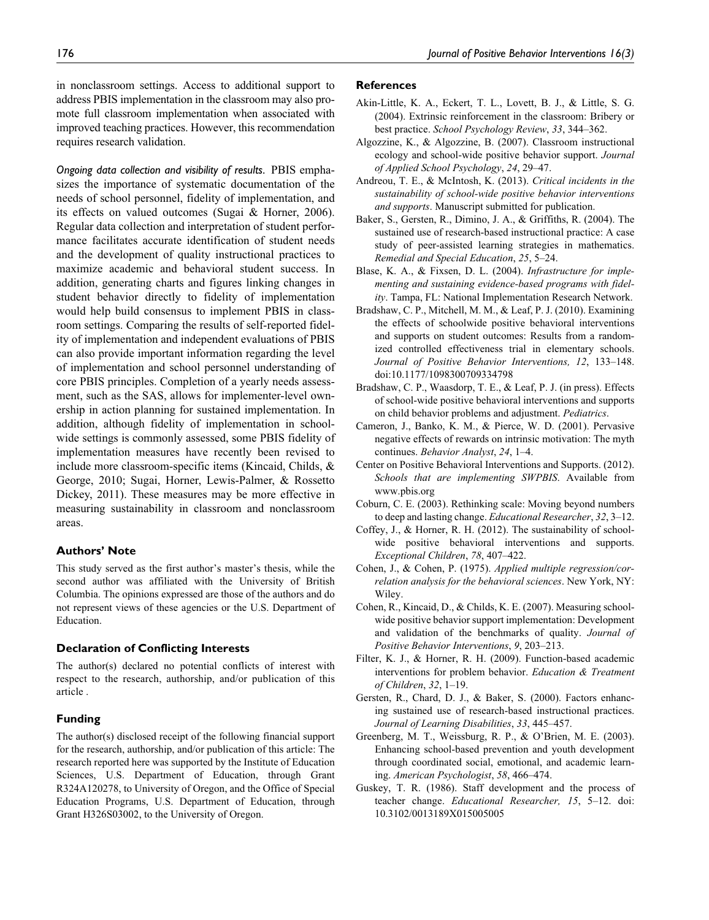in nonclassroom settings. Access to additional support to address PBIS implementation in the classroom may also promote full classroom implementation when associated with improved teaching practices. However, this recommendation requires research validation.

*Ongoing data collection and visibility of results*. PBIS emphasizes the importance of systematic documentation of the needs of school personnel, fidelity of implementation, and its effects on valued outcomes (Sugai & Horner, 2006). Regular data collection and interpretation of student performance facilitates accurate identification of student needs and the development of quality instructional practices to maximize academic and behavioral student success. In addition, generating charts and figures linking changes in student behavior directly to fidelity of implementation would help build consensus to implement PBIS in classroom settings. Comparing the results of self-reported fidelity of implementation and independent evaluations of PBIS can also provide important information regarding the level of implementation and school personnel understanding of core PBIS principles. Completion of a yearly needs assessment, such as the SAS, allows for implementer-level ownership in action planning for sustained implementation. In addition, although fidelity of implementation in school-wide settings is commonly assessed, some PBIS fidelity of implementation measures have recently been revised to include more classroom-specific items (Kincaid, Childs, & George, 2010; Sugai, Horner, Lewis-Palmer, & Rossetto Dickey, 2011). These measures may be more effective in measuring sustainability in classroom and nonclassroom areas.

## Authors' Note

This study served as the first author's master's thesis, while the second author was affiliated with the University of British Columbia. The opinions expressed are those of the authors and do not represent views of these agencies or the U.S. Department of Education.

## Declaration of Conflicting Interests

The author(s) declared no potential conflicts of interest with respect to the research, authorship, and/or publication of this article .

## Funding

The author(s) disclosed receipt of the following financial support for the research, authorship, and/or publication of this article: The research reported here was supported by the Institute of Education Sciences, U.S. Department of Education, through Grant R324A120278, to University of Oregon, and the Office of Special Education Programs, U.S. Department of Education, through Grant H326S03002, to the University of Oregon.

## References

Akin-Little, K. A., Eckert, T. L., Lovett, B. J., & Little, S. G. (2004). Extrinsic reinforcement in the classroom: Bribery or best practice. *School Psychology Review*, *33*, 344–362.

Algozzine, K., & Algozzine, B. (2007). Classroom instructional ecology and school-wide positive behavior support. *Journal of Applied School Psychology*, *24*, 29–47.

Andreou, T. E., & McIntosh, K. (2013). *Critical incidents in the sustainability of school-wide positive behavior interventions and supports*. Manuscript submitted for publication.

Baker, S., Gersten, R., Dimino, J. A., & Griffiths, R. (2004). The sustained use of research-based instructional practice: A case study of peer-assisted learning strategies in mathematics. *Remedial and Special Education*, *25*, 5–24.

Blase, K. A., & Fixsen, D. L. (2004). *Infrastructure for implementing and sustaining evidence-based programs with fidelity*. Tampa, FL: National Implementation Research Network.

Bradshaw, C. P., Mitchell, M. M., & Leaf, P. J. (2010). Examining the effects of schoolwide positive behavioral interventions and supports on student outcomes: Results from a randomized controlled effectiveness trial in elementary schools. *Journal of Positive Behavior Interventions, 12*, 133–148. doi:10.1177/1098300709334798

Bradshaw, C. P., Waasdorp, T. E., & Leaf, P. J. (in press). Effects of school-wide positive behavioral interventions and supports on child behavior problems and adjustment. *Pediatrics*.

Cameron, J., Banko, K. M., & Pierce, W. D. (2001). Pervasive negative effects of rewards on intrinsic motivation: The myth continues. *Behavior Analyst*, *24*, 1–4.

Center on Positive Behavioral Interventions and Supports. (2012). *Schools that are implementing SWPBIS*. Available from www.pbis.org

Coburn, C. E. (2003). Rethinking scale: Moving beyond numbers to deep and lasting change. *Educational Researcher*, *32*, 3–12.

Coffey, J., & Horner, R. H. (2012). The sustainability of school-wide positive behavioral interventions and supports. *Exceptional Children*, *78*, 407–422.

Cohen, J., & Cohen, P. (1975). *Applied multiple regression/correlation analysis for the behavioral sciences*. New York, NY: Wiley.

Cohen, R., Kincaid, D., & Childs, K. E. (2007). Measuring school-wide positive behavior support implementation: Development and validation of the benchmarks of quality. *Journal of Positive Behavior Interventions*, *9*, 203–213.

Filter, K. J., & Horner, R. H. (2009). Function-based academic interventions for problem behavior. *Education & Treatment of Children*, *32*, 1–19.

Gersten, R., Chard, D. J., & Baker, S. (2000). Factors enhancing sustained use of research-based instructional practices. *Journal of Learning Disabilities*, *33*, 445–457.

Greenberg, M. T., Weissburg, R. P., & O'Brien, M. E. (2003). Enhancing school-based prevention and youth development through coordinated social, emotional, and academic learning. *American Psychologist*, *58*, 466–474.

Guskey, T. R. (1986). Staff development and the process of teacher change. *Educational Researcher, 15*, 5–12. doi: 10.3102/0013189X015005005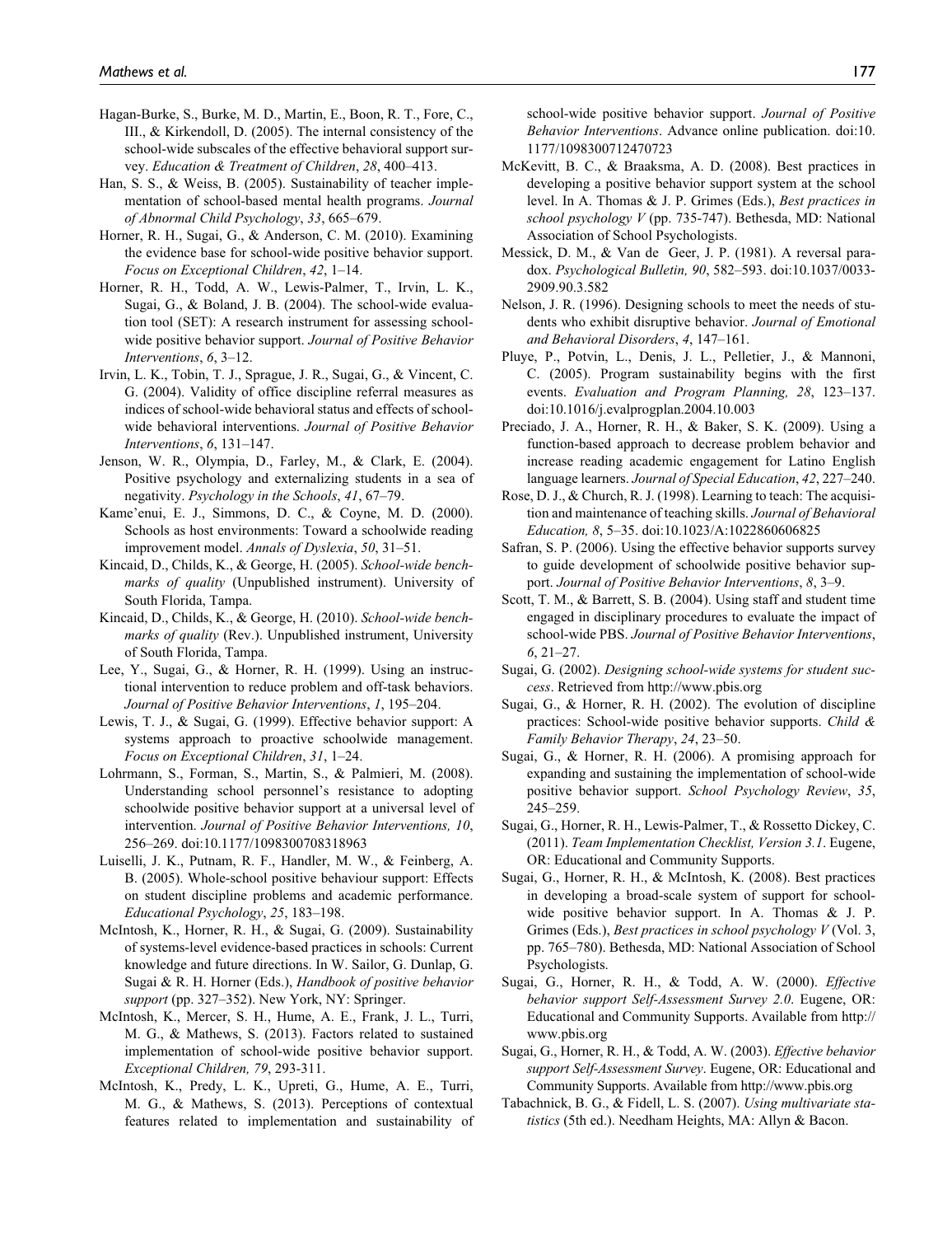Hagan-Burke, S., Burke, M. D., Martin, E., Boon, R. T., Fore, C., III., & Kirkendoll, D. (2005). The internal consistency of the school-wide subscales of the effective behavioral support survey. *Education & Treatment of Children*, *28*, 400–413.

Han, S. S., & Weiss, B. (2005). Sustainability of teacher implementation of school-based mental health programs. *Journal of Abnormal Child Psychology*, *33*, 665–679.

Horner, R. H., Sugai, G., & Anderson, C. M. (2010). Examining the evidence base for school-wide positive behavior support. *Focus on Exceptional Children*, *42*, 1–14.

Horner, R. H., Todd, A. W., Lewis-Palmer, T., Irvin, L. K., Sugai, G., & Boland, J. B. (2004). The school-wide evaluation tool (SET): A research instrument for assessing school-wide positive behavior support. *Journal of Positive Behavior Interventions*, *6*, 3–12.

Irvin, L. K., Tobin, T. J., Sprague, J. R., Sugai, G., & Vincent, C. G. (2004). Validity of office discipline referral measures as indices of school-wide behavioral status and effects of school-wide behavioral interventions. *Journal of Positive Behavior Interventions*, *6*, 131–147.

Jenson, W. R., Olympia, D., Farley, M., & Clark, E. (2004). Positive psychology and externalizing students in a sea of negativity. *Psychology in the Schools*, *41*, 67–79.

Kame'enui, E. J., Simmons, D. C., & Coyne, M. D. (2000). Schools as host environments: Toward a schoolwide reading improvement model. *Annals of Dyslexia*, *50*, 31–51.

Kincaid, D., Childs, K., & George, H. (2005). *School-wide benchmarks of quality* (Unpublished instrument). University of South Florida, Tampa.

Kincaid, D., Childs, K., & George, H. (2010). *School-wide benchmarks of quality* (Rev.). Unpublished instrument, University of South Florida, Tampa.

Lee, Y., Sugai, G., & Horner, R. H. (1999). Using an instructional intervention to reduce problem and off-task behaviors. *Journal of Positive Behavior Interventions*, *1*, 195–204.

Lewis, T. J., & Sugai, G. (1999). Effective behavior support: A systems approach to proactive schoolwide management. *Focus on Exceptional Children*, *31*, 1–24.

Lohrmann, S., Forman, S., Martin, S., & Palmieri, M. (2008). Understanding school personnel's resistance to adopting schoolwide positive behavior support at a universal level of intervention. *Journal of Positive Behavior Interventions, 10*, 256–269. doi:10.1177/1098300708318963

Luiselli, J. K., Putnam, R. F., Handler, M. W., & Feinberg, A. B. (2005). Whole-school positive behaviour support: Effects on student discipline problems and academic performance. *Educational Psychology*, *25*, 183–198.

McIntosh, K., Horner, R. H., & Sugai, G. (2009). Sustainability of systems-level evidence-based practices in schools: Current knowledge and future directions. In W. Sailor, G. Dunlap, G. Sugai & R. H. Horner (Eds.), *Handbook of positive behavior support* (pp. 327–352). New York, NY: Springer.

McIntosh, K., Mercer, S. H., Hume, A. E., Frank, J. L., Turri, M. G., & Mathews, S. (2013). Factors related to sustained implementation of school-wide positive behavior support. *Exceptional Children, 79*, 293-311.

McIntosh, K., Predy, L. K., Upreti, G., Hume, A. E., Turri, M. G., & Mathews, S. (2013). Perceptions of contextual features related to implementation and sustainability of school-wide positive behavior support. *Journal of Positive Behavior Interventions*. Advance online publication. doi:10.1177/1098300712470723

McKevitt, B. C., & Braaksma, A. D. (2008). Best practices in developing a positive behavior support system at the school level. In A. Thomas & J. P. Grimes (Eds.), *Best practices in school psychology V* (pp. 735-747). Bethesda, MD: National Association of School Psychologists.

Messick, D. M., & Van de Geer, J. P. (1981). A reversal paradox. *Psychological Bulletin, 90*, 582–593. doi:10.1037/0033-2909.90.3.582

Nelson, J. R. (1996). Designing schools to meet the needs of students who exhibit disruptive behavior. *Journal of Emotional and Behavioral Disorders*, *4*, 147–161.

Pluye, P., Potvin, L., Denis, J. L., Pelletier, J., & Mannoni, C. (2005). Program sustainability begins with the first events. *Evaluation and Program Planning, 28*, 123–137. doi:10.1016/j.evalprogplan.2004.10.003

Preciado, J. A., Horner, R. H., & Baker, S. K. (2009). Using a function-based approach to decrease problem behavior and increase reading academic engagement for Latino English language learners. *Journal of Special Education*, *42*, 227–240.

Rose, D. J., & Church, R. J. (1998). Learning to teach: The acquisition and maintenance of teaching skills. *Journal of Behavioral Education, 8*, 5–35. doi:10.1023/A:1022860606825

Safran, S. P. (2006). Using the effective behavior supports survey to guide development of schoolwide positive behavior support. *Journal of Positive Behavior Interventions*, *8*, 3–9.

Scott, T. M., & Barrett, S. B. (2004). Using staff and student time engaged in disciplinary procedures to evaluate the impact of school-wide PBS. *Journal of Positive Behavior Interventions*, *6*, 21–27.

Sugai, G. (2002). *Designing school-wide systems for student success*. Retrieved from http://www.pbis.org

Sugai, G., & Horner, R. H. (2002). The evolution of discipline practices: School-wide positive behavior supports. *Child & Family Behavior Therapy*, *24*, 23–50.

Sugai, G., & Horner, R. H. (2006). A promising approach for expanding and sustaining the implementation of school-wide positive behavior support. *School Psychology Review*, *35*, 245–259.

Sugai, G., Horner, R. H., Lewis-Palmer, T., & Rossetto Dickey, C. (2011). *Team Implementation Checklist, Version 3.1*. Eugene, OR: Educational and Community Supports.

Sugai, G., Horner, R. H., & McIntosh, K. (2008). Best practices in developing a broad-scale system of support for school-wide positive behavior support. In A. Thomas & J. P. Grimes (Eds.), *Best practices in school psychology V* (Vol. 3, pp. 765–780). Bethesda, MD: National Association of School Psychologists.

Sugai, G., Horner, R. H., & Todd, A. W. (2000). *Effective behavior support Self-Assessment Survey 2.0*. Eugene, OR: Educational and Community Supports. Available from http://www.pbis.org

Sugai, G., Horner, R. H., & Todd, A. W. (2003). *Effective behavior support Self-Assessment Survey*. Eugene, OR: Educational and Community Supports. Available from http://www.pbis.org

Tabachnick, B. G., & Fidell, L. S. (2007). *Using multivariate statistics* (5th ed.). Needham Heights, MA: Allyn & Bacon.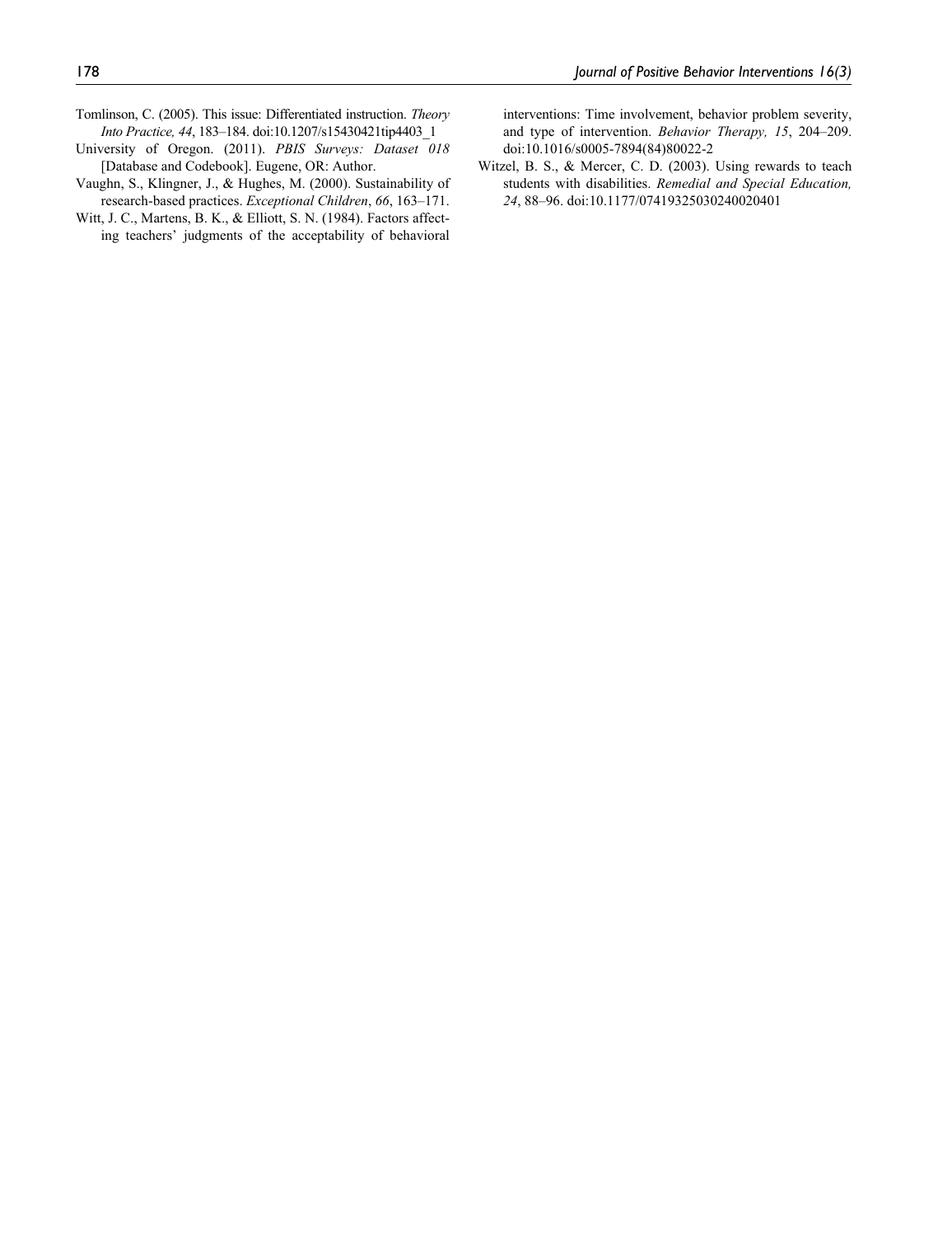Tomlinson, C. (2005). This issue: Differentiated instruction. *Theory Into Practice, 44*, 183–184. doi:10.1207/s15430421tip4403_1

University of Oregon. (2011). *PBIS Surveys: Dataset 018* [Database and Codebook]. Eugene, OR: Author.

Vaughn, S., Klingner, J., & Hughes, M. (2000). Sustainability of research-based practices. *Exceptional Children*, *66*, 163–171.

Witt, J. C., Martens, B. K., & Elliott, S. N. (1984). Factors affecting teachers' judgments of the acceptability of behavioral interventions: Time involvement, behavior problem severity, and type of intervention. *Behavior Therapy, 15*, 204–209. doi:10.1016/s0005-7894(84)80022-2

Witzel, B. S., & Mercer, C. D. (2003). Using rewards to teach students with disabilities. *Remedial and Special Education, 24*, 88–96. doi:10.1177/07419325030240020401